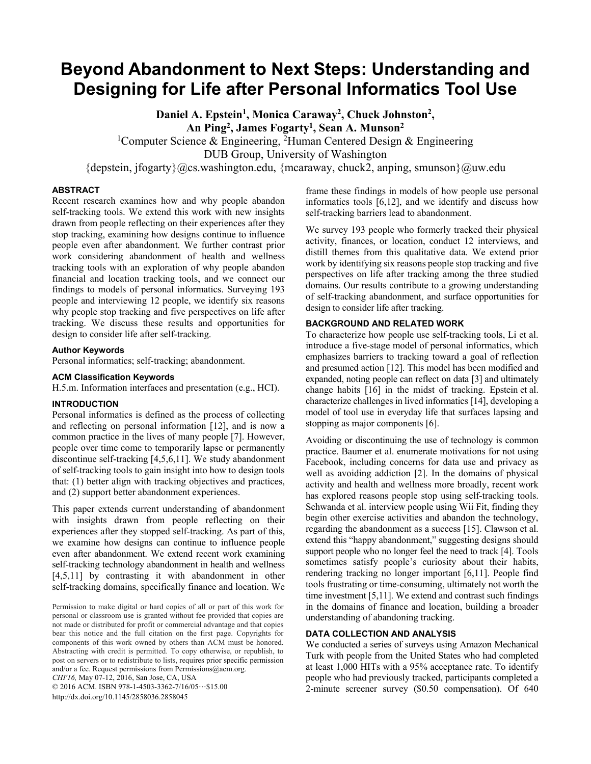# Beyond Abandonment to Next Steps: Understanding and Designing for Life after Personal Informatics Tool Use

**Daniel A. Epstein[1], Monica Caraway[2], Chuck Johnston[2], An Ping[2], James Fogarty[1], Sean A. Munson[2]**

[1]Computer Science & Engineering, [2]Human Centered Design & Engineering
DUB Group, University of Washington
{depstein, jfogarty}@cs.washington.edu, {mcaraway, chuck2, anping, smunson}@uw.edu

## ABSTRACT

Recent research examines how and why people abandon self-tracking tools. We extend this work with new insights drawn from people reflecting on their experiences after they stop tracking, examining how designs continue to influence people even after abandonment. We further contrast prior work considering abandonment of health and wellness tracking tools with an exploration of why people abandon financial and location tracking tools, and we connect our findings to models of personal informatics. Surveying 193 people and interviewing 12 people, we identify six reasons why people stop tracking and five perspectives on life after tracking. We discuss these results and opportunities for design to consider life after self-tracking.

### Author Keywords

Personal informatics; self-tracking; abandonment.

### ACM Classification Keywords

H.5.m. Information interfaces and presentation (e.g., HCI).

## INTRODUCTION

Personal informatics is defined as the process of collecting and reflecting on personal information [12], and is now a common practice in the lives of many people [7]. However, people over time come to temporarily lapse or permanently discontinue self-tracking [4,5,6,11]. We study abandonment of self-tracking tools to gain insight into how to design tools that: (1) better align with tracking objectives and practices, and (2) support better abandonment experiences.

This paper extends current understanding of abandonment with insights drawn from people reflecting on their experiences after they stopped self-tracking. As part of this, we examine how designs can continue to influence people even after abandonment. We extend recent work examining self-tracking technology abandonment in health and wellness [4,5,11] by contrasting it with abandonment in other self-tracking domains, specifically finance and location. We frame these findings in models of how people use personal informatics tools [6,12], and we identify and discuss how self-tracking barriers lead to abandonment.

We survey 193 people who formerly tracked their physical activity, finances, or location, conduct 12 interviews, and distill themes from this qualitative data. We extend prior work by identifying six reasons people stop tracking and five perspectives on life after tracking among the three studied domains. Our results contribute to a growing understanding of self-tracking abandonment, and surface opportunities for design to consider life after tracking.

## BACKGROUND AND RELATED WORK

To characterize how people use self-tracking tools, Li et al. introduce a five-stage model of personal informatics, which emphasizes barriers to tracking toward a goal of reflection and presumed action [12]. This model has been modified and expanded, noting people can reflect on data [3] and ultimately change habits [16] in the midst of tracking. Epstein et al. characterize challenges in lived informatics [14], developing a model of tool use in everyday life that surfaces lapsing and stopping as major components [6].

Avoiding or discontinuing the use of technology is common practice. Baumer et al. enumerate motivations for not using Facebook, including concerns for data use and privacy as well as avoiding addiction [2]. In the domains of physical activity and health and wellness more broadly, recent work has explored reasons people stop using self-tracking tools. Schwanda et al. interview people using Wii Fit, finding they begin other exercise activities and abandon the technology, regarding the abandonment as a success [15]. Clawson et al. extend this "happy abandonment," suggesting designs should support people who no longer feel the need to track [4]. Tools sometimes satisfy people's curiosity about their habits, rendering tracking no longer important [6,11]. People find tools frustrating or time-consuming, ultimately not worth the time investment [5,11]. We extend and contrast such findings in the domains of finance and location, building a broader understanding of abandoning tracking.

## DATA COLLECTION AND ANALYSIS

We conducted a series of surveys using Amazon Mechanical Turk with people from the United States who had completed at least 1,000 HITs with a 95% acceptance rate. To identify people who had previously tracked, participants completed a 2-minute screener survey ($0.50 compensation). Of 640

Permission to make digital or hard copies of all or part of this work for personal or classroom use is granted without fee provided that copies are not made or distributed for profit or commercial advantage and that copies bear this notice and the full citation on the first page. Copyrights for components of this work owned by others than ACM must be honored. Abstracting with credit is permitted. To copy otherwise, or republish, to post on servers or to redistribute to lists, requires prior specific permission and/or a fee. Request permissions from Permissions@acm.org.
*CHI'16*, May 07-12, 2016, San Jose, CA, USA
© 2016 ACM. ISBN 978-1-4503-3362-7/16/05···$15.00
http://dx.doi.org/10.1145/2858036.2858045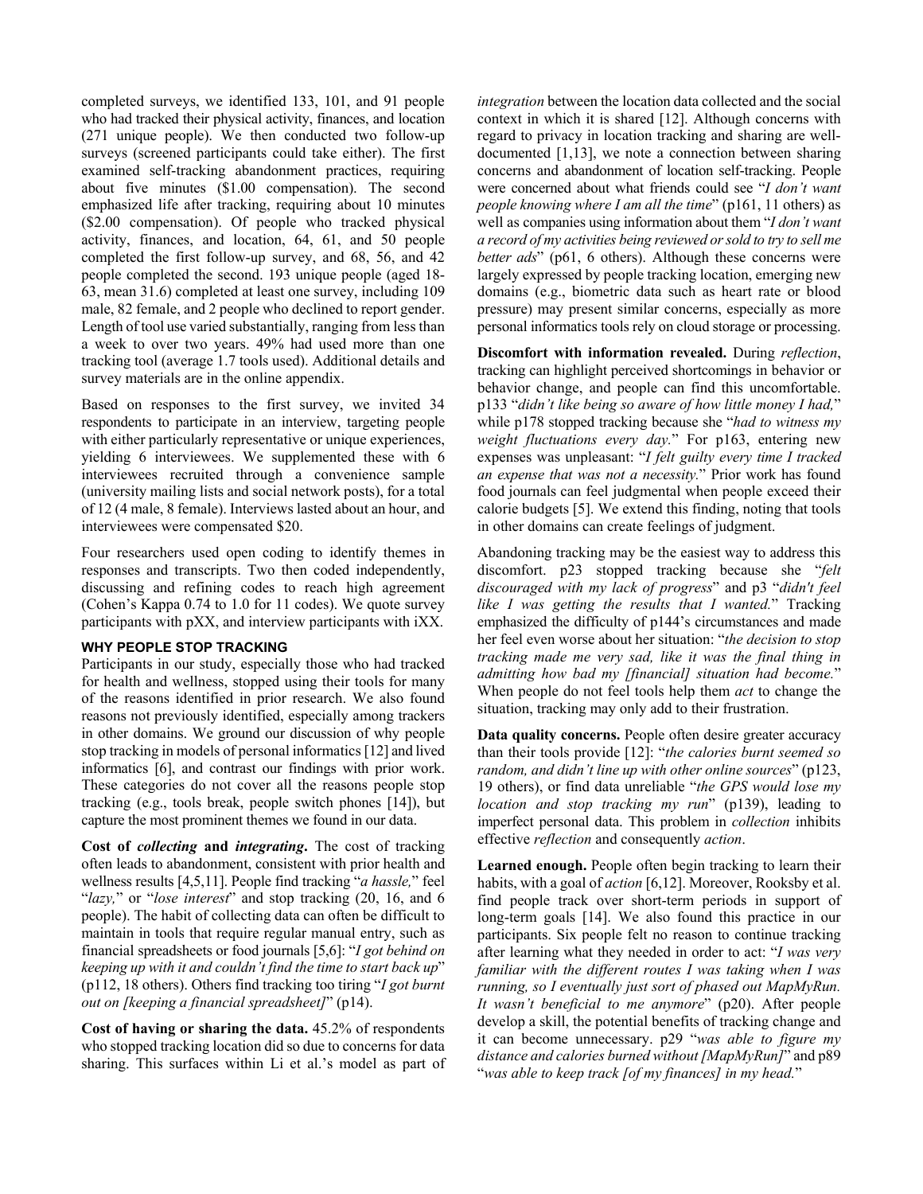completed surveys, we identified 133, 101, and 91 people who had tracked their physical activity, finances, and location (271 unique people). We then conducted two follow-up surveys (screened participants could take either). The first examined self-tracking abandonment practices, requiring about five minutes ($1.00 compensation). The second emphasized life after tracking, requiring about 10 minutes ($2.00 compensation). Of people who tracked physical activity, finances, and location, 64, 61, and 50 people completed the first follow-up survey, and 68, 56, and 42 people completed the second. 193 unique people (aged 18-63, mean 31.6) completed at least one survey, including 109 male, 82 female, and 2 people who declined to report gender. Length of tool use varied substantially, ranging from less than a week to over two years. 49% had used more than one tracking tool (average 1.7 tools used). Additional details and survey materials are in the online appendix.

Based on responses to the first survey, we invited 34 respondents to participate in an interview, targeting people with either particularly representative or unique experiences, yielding 6 interviewees. We supplemented these with 6 interviewees recruited through a convenience sample (university mailing lists and social network posts), for a total of 12 (4 male, 8 female). Interviews lasted about an hour, and interviewees were compensated $20.

Four researchers used open coding to identify themes in responses and transcripts. Two then coded independently, discussing and refining codes to reach high agreement (Cohen's Kappa 0.74 to 1.0 for 11 codes). We quote survey participants with pXX, and interview participants with iXX.

### WHY PEOPLE STOP TRACKING

Participants in our study, especially those who had tracked for health and wellness, stopped using their tools for many of the reasons identified in prior research. We also found reasons not previously identified, especially among trackers in other domains. We ground our discussion of why people stop tracking in models of personal informatics [12] and lived informatics [6], and contrast our findings with prior work. These categories do not cover all the reasons people stop tracking (e.g., tools break, people switch phones [14]), but capture the most prominent themes we found in our data.

**Cost of *collecting* and *integrating*.** The cost of tracking often leads to abandonment, consistent with prior health and wellness results [4,5,11]. People find tracking "*a hassle,*" feel "*lazy,*" or "*lose interest*" and stop tracking (20, 16, and 6 people). The habit of collecting data can often be difficult to maintain in tools that require regular manual entry, such as financial spreadsheets or food journals [5,6]: "*I got behind on keeping up with it and couldn't find the time to start back up*" (p112, 18 others). Others find tracking too tiring "*I got burnt out on [keeping a financial spreadsheet]*" (p14).

**Cost of having or sharing the data.** 45.2% of respondents who stopped tracking location did so due to concerns for data sharing. This surfaces within Li et al.'s model as part of *integration* between the location data collected and the social context in which it is shared [12]. Although concerns with regard to privacy in location tracking and sharing are well-documented [1,13], we note a connection between sharing concerns and abandonment of location self-tracking. People were concerned about what friends could see "*I don't want people knowing where I am all the time*" (p161, 11 others) as well as companies using information about them "*I don't want a record of my activities being reviewed or sold to try to sell me better ads*" (p61, 6 others). Although these concerns were largely expressed by people tracking location, emerging new domains (e.g., biometric data such as heart rate or blood pressure) may present similar concerns, especially as more personal informatics tools rely on cloud storage or processing.

**Discomfort with information revealed.** During *reflection*, tracking can highlight perceived shortcomings in behavior or behavior change, and people can find this uncomfortable. p133 "*didn't like being so aware of how little money I had,*" while p178 stopped tracking because she "*had to witness my weight fluctuations every day.*" For p163, entering new expenses was unpleasant: "*I felt guilty every time I tracked an expense that was not a necessity.*" Prior work has found food journals can feel judgmental when people exceed their calorie budgets [5]. We extend this finding, noting that tools in other domains can create feelings of judgment.

Abandoning tracking may be the easiest way to address this discomfort. p23 stopped tracking because she "*felt discouraged with my lack of progress*" and p3 "*didn't feel like I was getting the results that I wanted.*" Tracking emphasized the difficulty of p144's circumstances and made her feel even worse about her situation: "*the decision to stop tracking made me very sad, like it was the final thing in admitting how bad my [financial] situation had become.*" When people do not feel tools help them *act* to change the situation, tracking may only add to their frustration.

**Data quality concerns.** People often desire greater accuracy than their tools provide [12]: "*the calories burnt seemed so random, and didn't line up with other online sources*" (p123, 19 others), or find data unreliable "*the GPS would lose my location and stop tracking my run*" (p139), leading to imperfect personal data. This problem in *collection* inhibits effective *reflection* and consequently *action*.

**Learned enough.** People often begin tracking to learn their habits, with a goal of *action* [6,12]. Moreover, Rooksby et al. find people track over short-term periods in support of long-term goals [14]. We also found this practice in our participants. Six people felt no reason to continue tracking after learning what they needed in order to act: "*I was very familiar with the different routes I was taking when I was running, so I eventually just sort of phased out MapMyRun. It wasn't beneficial to me anymore*" (p20). After people develop a skill, the potential benefits of tracking change and it can become unnecessary. p29 "*was able to figure my distance and calories burned without [MapMyRun]*" and p89 "*was able to keep track [of my finances] in my head.*"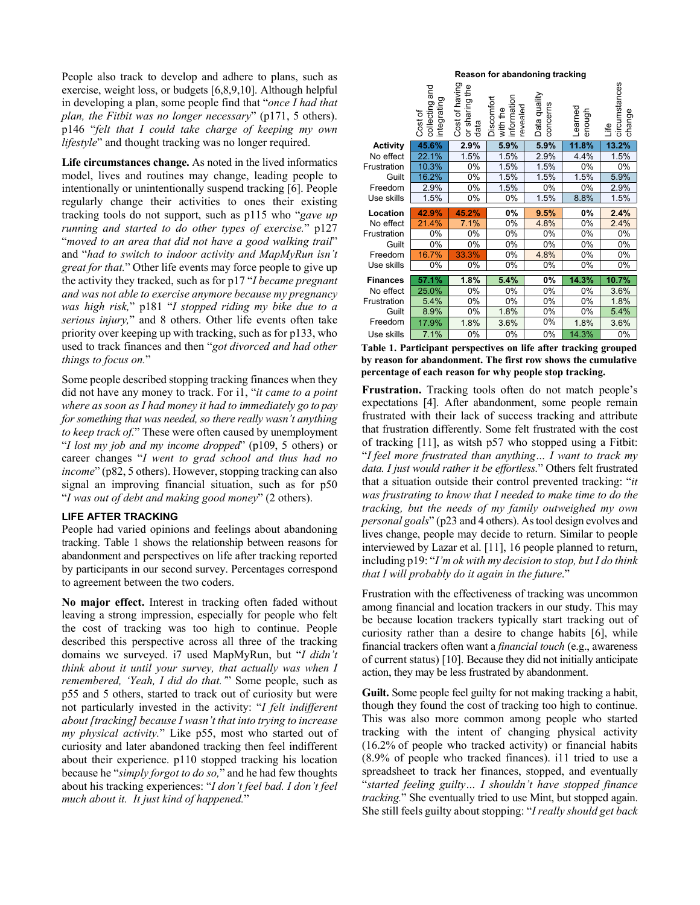People also track to develop and adhere to plans, such as exercise, weight loss, or budgets [6,8,9,10]. Although helpful in developing a plan, some people find that "*once I had that plan, the Fitbit was no longer necessary*" (p171, 5 others). p146 "*felt that I could take charge of keeping my own lifestyle*" and thought tracking was no longer required.

**Life circumstances change.** As noted in the lived informatics model, lives and routines may change, leading people to intentionally or unintentionally suspend tracking [6]. People regularly change their activities to ones their existing tracking tools do not support, such as p115 who "*gave up running and started to do other types of exercise.*" p127 "*moved to an area that did not have a good walking trail*" and "*had to switch to indoor activity and MapMyRun isn't great for that.*" Other life events may force people to give up the activity they tracked, such as for p17 "*I became pregnant and was not able to exercise anymore because my pregnancy was high risk,*" p181 "*I stopped riding my bike due to a serious injury,*" and 8 others. Other life events often take priority over keeping up with tracking, such as for p133, who used to track finances and then "*got divorced and had other things to focus on.*"

Some people described stopping tracking finances when they did not have any money to track. For i1, "*it came to a point where as soon as I had money it had to immediately go to pay for something that was needed, so there really wasn't anything to keep track of.*" These were often caused by unemployment "*I lost my job and my income dropped*" (p109, 5 others) or career changes "*I went to grad school and thus had no income*" (p82, 5 others). However, stopping tracking can also signal an improving financial situation, such as for p50 "*I was out of debt and making good money*" (2 others).

## LIFE AFTER TRACKING

People had varied opinions and feelings about abandoning tracking. Table 1 shows the relationship between reasons for abandonment and perspectives on life after tracking reported by participants in our second survey. Percentages correspond to agreement between the two coders.

**No major effect.** Interest in tracking often faded without leaving a strong impression, especially for people who felt the cost of tracking was too high to continue. People described this perspective across all three of the tracking domains we surveyed. i7 used MapMyRun, but "*I didn't think about it until your survey, that actually was when I remembered, 'Yeah, I did do that.'*" Some people, such as p55 and 5 others, started to track out of curiosity but were not particularly invested in the activity: "*I felt indifferent about [tracking] because I wasn't that into trying to increase my physical activity.*" Like p55, most who started out of curiosity and later abandoned tracking then feel indifferent about their experience. p110 stopped tracking his location because he "*simply forgot to do so,*" and he had few thoughts about his tracking experiences: "*I don't feel bad. I don't feel much about it. It just kind of happened.*"

| | Reason for abandoning tracking | | | | | |
|---|---|---|---|---|---|---|
| | Cost of collecting and integrating | Cost of having or sharing the data | Discomfort with the information revealed | Data quality concerns | Learned enough | Life circumstances change |
| **Activity** | **45.6%** | **2.9%** | **5.9%** | **5.9%** | **11.8%** | **13.2%** |
| No effect | 22.1% | 1.5% | 1.5% | 2.9% | 4.4% | 1.5% |
| Frustration | 10.3% | 0% | 1.5% | 1.5% | 0% | 0% |
| Guilt | 16.2% | 0% | 1.5% | 1.5% | 1.5% | 5.9% |
| Freedom | 2.9% | 0% | 1.5% | 0% | 0% | 2.9% |
| Use skills | 1.5% | 0% | 0% | 1.5% | 8.8% | 1.5% |
| **Location** | **42.9%** | **45.2%** | **0%** | **9.5%** | **0%** | **2.4%** |
| No effect | 21.4% | 7.1% | 0% | 4.8% | 0% | 2.4% |
| Frustration | 0% | 0% | 0% | 0% | 0% | 0% |
| Guilt | 0% | 0% | 0% | 0% | 0% | 0% |
| Freedom | 16.7% | 33.3% | 0% | 4.8% | 0% | 0% |
| Use skills | 0% | 0% | 0% | 0% | 0% | 0% |
| **Finances** | **57.1%** | **1.8%** | **5.4%** | **0%** | **14.3%** | **10.7%** |
| No effect | 25.0% | 0% | 0% | 0% | 0% | 3.6% |
| Frustration | 5.4% | 0% | 0% | 0% | 0% | 1.8% |
| Guilt | 8.9% | 0% | 1.8% | 0% | 0% | 5.4% |
| Freedom | 17.9% | 1.8% | 3.6% | 0% | 1.8% | 3.6% |
| Use skills | 7.1% | 0% | 0% | 0% | 14.3% | 0% |

**Table 1. Participant perspectives on life after tracking grouped by reason for abandonment. The first row shows the cumulative percentage of each reason for why people stop tracking.**

**Frustration.** Tracking tools often do not match people's expectations [4]. After abandonment, some people remain frustrated with their lack of success tracking and attribute that frustration differently. Some felt frustrated with the cost of tracking [11], as witsh p57 who stopped using a Fitbit: "*I feel more frustrated than anything… I want to track my data. I just would rather it be effortless.*" Others felt frustrated that a situation outside their control prevented tracking: "*it was frustrating to know that I needed to make time to do the tracking, but the needs of my family outweighed my own personal goals*" (p23 and 4 others). As tool design evolves and lives change, people may decide to return. Similar to people interviewed by Lazar et al. [11], 16 people planned to return, including p19: "*I'm ok with my decision to stop, but I do think that I will probably do it again in the future.*"

Frustration with the effectiveness of tracking was uncommon among financial and location trackers in our study. This may be because location trackers typically start tracking out of curiosity rather than a desire to change habits [6], while financial trackers often want a *financial touch* (e.g., awareness of current status) [10]. Because they did not initially anticipate action, they may be less frustrated by abandonment.

**Guilt.** Some people feel guilty for not making tracking a habit, though they found the cost of tracking too high to continue. This was also more common among people who started tracking with the intent of changing physical activity (16.2% of people who tracked activity) or financial habits (8.9% of people who tracked finances). i11 tried to use a spreadsheet to track her finances, stopped, and eventually "*started feeling guilty… I shouldn't have stopped finance tracking.*" She eventually tried to use Mint, but stopped again. She still feels guilty about stopping: "*I really should get back*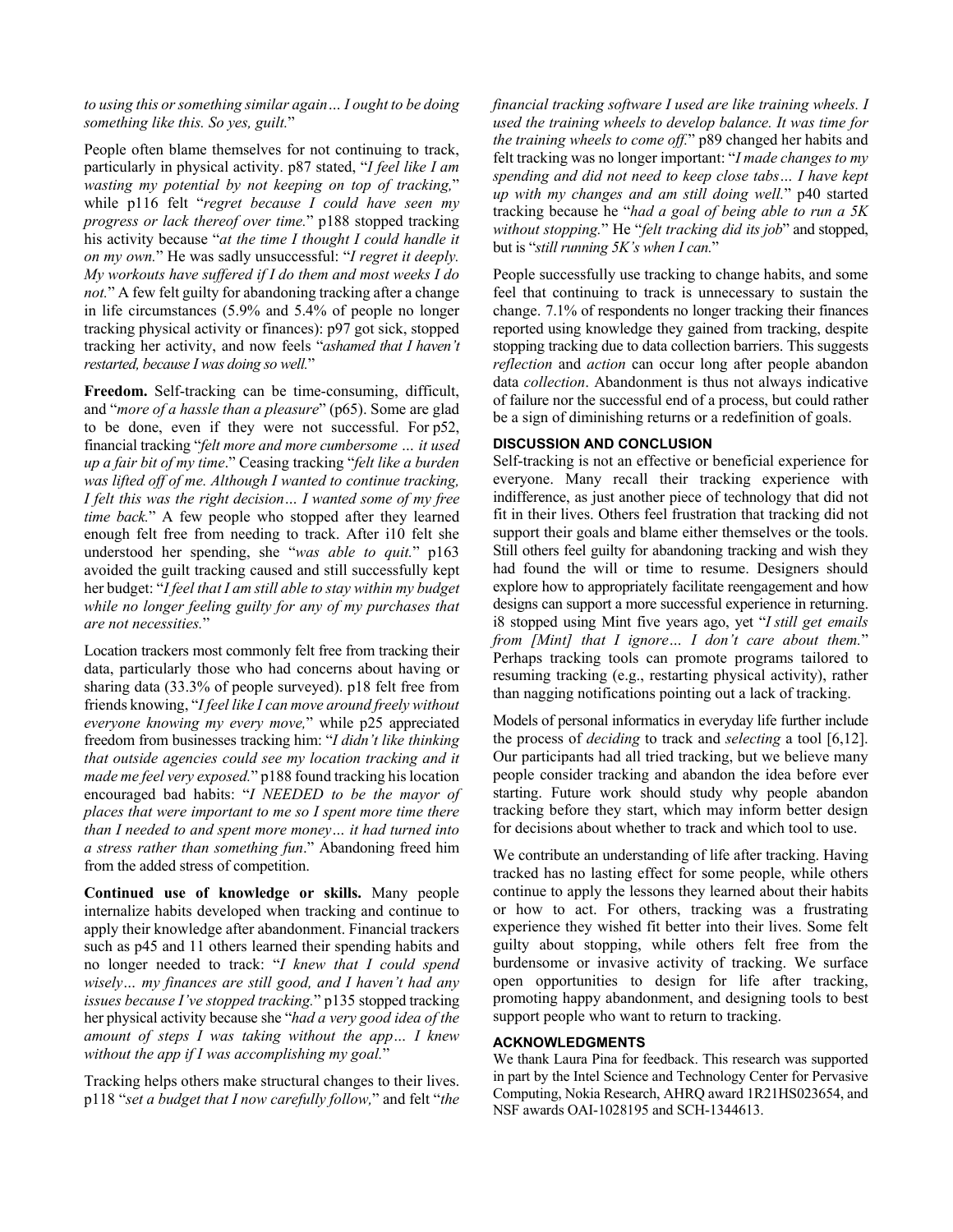*to using this or something similar again… I ought to be doing something like this. So yes, guilt.*"

People often blame themselves for not continuing to track, particularly in physical activity. p87 stated, "*I feel like I am wasting my potential by not keeping on top of tracking,*" while p116 felt "*regret because I could have seen my progress or lack thereof over time.*" p188 stopped tracking his activity because "*at the time I thought I could handle it on my own.*" He was sadly unsuccessful: "*I regret it deeply. My workouts have suffered if I do them and most weeks I do not.*" A few felt guilty for abandoning tracking after a change in life circumstances (5.9% and 5.4% of people no longer tracking physical activity or finances): p97 got sick, stopped tracking her activity, and now feels "*ashamed that I haven't restarted, because I was doing so well.*"

**Freedom.** Self-tracking can be time-consuming, difficult, and "*more of a hassle than a pleasure*" (p65). Some are glad to be done, even if they were not successful. For p52, financial tracking "*felt more and more cumbersome … it used up a fair bit of my time*." Ceasing tracking "*felt like a burden was lifted off of me. Although I wanted to continue tracking, I felt this was the right decision… I wanted some of my free time back.*" A few people who stopped after they learned enough felt free from needing to track. After i10 felt she understood her spending, she "*was able to quit.*" p163 avoided the guilt tracking caused and still successfully kept her budget: "*I feel that I am still able to stay within my budget while no longer feeling guilty for any of my purchases that are not necessities.*"

Location trackers most commonly felt free from tracking their data, particularly those who had concerns about having or sharing data (33.3% of people surveyed). p18 felt free from friends knowing, "*I feel like I can move around freely without everyone knowing my every move,*" while p25 appreciated freedom from businesses tracking him: "*I didn't like thinking that outside agencies could see my location tracking and it made me feel very exposed.*" p188 found tracking his location encouraged bad habits: "*I NEEDED to be the mayor of places that were important to me so I spent more time there than I needed to and spent more money… it had turned into a stress rather than something fun*." Abandoning freed him from the added stress of competition.

**Continued use of knowledge or skills.** Many people internalize habits developed when tracking and continue to apply their knowledge after abandonment. Financial trackers such as p45 and 11 others learned their spending habits and no longer needed to track: "*I knew that I could spend wisely… my finances are still good, and I haven't had any issues because I've stopped tracking.*" p135 stopped tracking her physical activity because she "*had a very good idea of the amount of steps I was taking without the app… I knew without the app if I was accomplishing my goal.*"

Tracking helps others make structural changes to their lives. p118 "*set a budget that I now carefully follow,*" and felt "*the financial tracking software I used are like training wheels. I used the training wheels to develop balance. It was time for the training wheels to come off.*" p89 changed her habits and felt tracking was no longer important: "*I made changes to my spending and did not need to keep close tabs… I have kept up with my changes and am still doing well.*" p40 started tracking because he "*had a goal of being able to run a 5K without stopping.*" He "*felt tracking did its job*" and stopped, but is "*still running 5K's when I can.*"

People successfully use tracking to change habits, and some feel that continuing to track is unnecessary to sustain the change. 7.1% of respondents no longer tracking their finances reported using knowledge they gained from tracking, despite stopping tracking due to data collection barriers. This suggests *reflection* and *action* can occur long after people abandon data *collection*. Abandonment is thus not always indicative of failure nor the successful end of a process, but could rather be a sign of diminishing returns or a redefinition of goals.

## DISCUSSION AND CONCLUSION

Self-tracking is not an effective or beneficial experience for everyone. Many recall their tracking experience with indifference, as just another piece of technology that did not fit in their lives. Others feel frustration that tracking did not support their goals and blame either themselves or the tools. Still others feel guilty for abandoning tracking and wish they had found the will or time to resume. Designers should explore how to appropriately facilitate reengagement and how designs can support a more successful experience in returning. i8 stopped using Mint five years ago, yet "*I still get emails from [Mint] that I ignore… I don't care about them.*" Perhaps tracking tools can promote programs tailored to resuming tracking (e.g., restarting physical activity), rather than nagging notifications pointing out a lack of tracking.

Models of personal informatics in everyday life further include the process of *deciding* to track and *selecting* a tool [6,12]. Our participants had all tried tracking, but we believe many people consider tracking and abandon the idea before ever starting. Future work should study why people abandon tracking before they start, which may inform better design for decisions about whether to track and which tool to use.

We contribute an understanding of life after tracking. Having tracked has no lasting effect for some people, while others continue to apply the lessons they learned about their habits or how to act. For others, tracking was a frustrating experience they wished fit better into their lives. Some felt guilty about stopping, while others felt free from the burdensome or invasive activity of tracking. We surface open opportunities to design for life after tracking, promoting happy abandonment, and designing tools to best support people who want to return to tracking.

## ACKNOWLEDGMENTS

We thank Laura Pina for feedback. This research was supported in part by the Intel Science and Technology Center for Pervasive Computing, Nokia Research, AHRQ award 1R21HS023654, and NSF awards OAI-1028195 and SCH-1344613.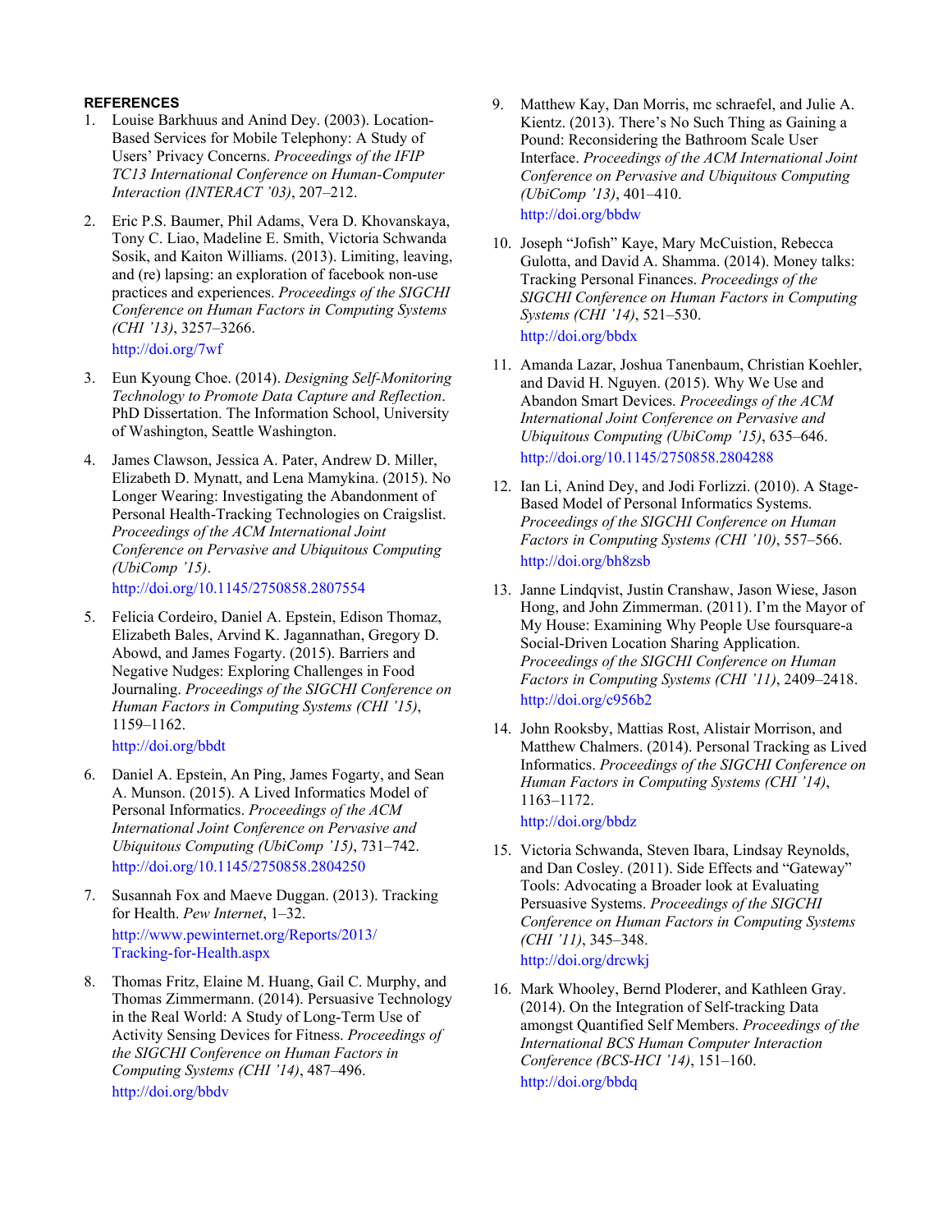## REFERENCES

1. Louise Barkhuus and Anind Dey. (2003). Location-Based Services for Mobile Telephony: A Study of Users' Privacy Concerns. *Proceedings of the IFIP TC13 International Conference on Human-Computer Interaction (INTERACT '03)*, 207–212.

2. Eric P.S. Baumer, Phil Adams, Vera D. Khovanskaya, Tony C. Liao, Madeline E. Smith, Victoria Schwanda Sosik, and Kaiton Williams. (2013). Limiting, leaving, and (re) lapsing: an exploration of facebook non-use practices and experiences. *Proceedings of the SIGCHI Conference on Human Factors in Computing Systems (CHI '13)*, 3257–3266. http://doi.org/7wf

3. Eun Kyoung Choe. (2014). *Designing Self-Monitoring Technology to Promote Data Capture and Reflection*. PhD Dissertation. The Information School, University of Washington, Seattle Washington.

4. James Clawson, Jessica A. Pater, Andrew D. Miller, Elizabeth D. Mynatt, and Lena Mamykina. (2015). No Longer Wearing: Investigating the Abandonment of Personal Health-Tracking Technologies on Craigslist. *Proceedings of the ACM International Joint Conference on Pervasive and Ubiquitous Computing (UbiComp '15)*. http://doi.org/10.1145/2750858.2807554

5. Felicia Cordeiro, Daniel A. Epstein, Edison Thomaz, Elizabeth Bales, Arvind K. Jagannathan, Gregory D. Abowd, and James Fogarty. (2015). Barriers and Negative Nudges: Exploring Challenges in Food Journaling. *Proceedings of the SIGCHI Conference on Human Factors in Computing Systems (CHI '15)*, 1159–1162. http://doi.org/bbdt

6. Daniel A. Epstein, An Ping, James Fogarty, and Sean A. Munson. (2015). A Lived Informatics Model of Personal Informatics. *Proceedings of the ACM International Joint Conference on Pervasive and Ubiquitous Computing (UbiComp '15)*, 731–742. http://doi.org/10.1145/2750858.2804250

7. Susannah Fox and Maeve Duggan. (2013). Tracking for Health. *Pew Internet*, 1–32. http://www.pewinternet.org/Reports/2013/Tracking-for-Health.aspx

8. Thomas Fritz, Elaine M. Huang, Gail C. Murphy, and Thomas Zimmermann. (2014). Persuasive Technology in the Real World: A Study of Long-Term Use of Activity Sensing Devices for Fitness. *Proceedings of the SIGCHI Conference on Human Factors in Computing Systems (CHI '14)*, 487–496. http://doi.org/bbdv

9. Matthew Kay, Dan Morris, mc schraefel, and Julie A. Kientz. (2013). There's No Such Thing as Gaining a Pound: Reconsidering the Bathroom Scale User Interface. *Proceedings of the ACM International Joint Conference on Pervasive and Ubiquitous Computing (UbiComp '13)*, 401–410. http://doi.org/bbdw

10. Joseph "Jofish" Kaye, Mary McCuistion, Rebecca Gulotta, and David A. Shamma. (2014). Money talks: Tracking Personal Finances. *Proceedings of the SIGCHI Conference on Human Factors in Computing Systems (CHI '14)*, 521–530. http://doi.org/bbdx

11. Amanda Lazar, Joshua Tanenbaum, Christian Koehler, and David H. Nguyen. (2015). Why We Use and Abandon Smart Devices. *Proceedings of the ACM International Joint Conference on Pervasive and Ubiquitous Computing (UbiComp '15)*, 635–646. http://doi.org/10.1145/2750858.2804288

12. Ian Li, Anind Dey, and Jodi Forlizzi. (2010). A Stage-Based Model of Personal Informatics Systems. *Proceedings of the SIGCHI Conference on Human Factors in Computing Systems (CHI '10)*, 557–566. http://doi.org/bh8zsb

13. Janne Lindqvist, Justin Cranshaw, Jason Wiese, Jason Hong, and John Zimmerman. (2011). I'm the Mayor of My House: Examining Why People Use foursquare-a Social-Driven Location Sharing Application. *Proceedings of the SIGCHI Conference on Human Factors in Computing Systems (CHI '11)*, 2409–2418. http://doi.org/c956b2

14. John Rooksby, Mattias Rost, Alistair Morrison, and Matthew Chalmers. (2014). Personal Tracking as Lived Informatics. *Proceedings of the SIGCHI Conference on Human Factors in Computing Systems (CHI '14)*, 1163–1172. http://doi.org/bbdz

15. Victoria Schwanda, Steven Ibara, Lindsay Reynolds, and Dan Cosley. (2011). Side Effects and "Gateway" Tools: Advocating a Broader look at Evaluating Persuasive Systems. *Proceedings of the SIGCHI Conference on Human Factors in Computing Systems (CHI '11)*, 345–348. http://doi.org/drcwkj

16. Mark Whooley, Bernd Ploderer, and Kathleen Gray. (2014). On the Integration of Self-tracking Data amongst Quantified Self Members. *Proceedings of the International BCS Human Computer Interaction Conference (BCS-HCI '14)*, 151–160. http://doi.org/bbdq